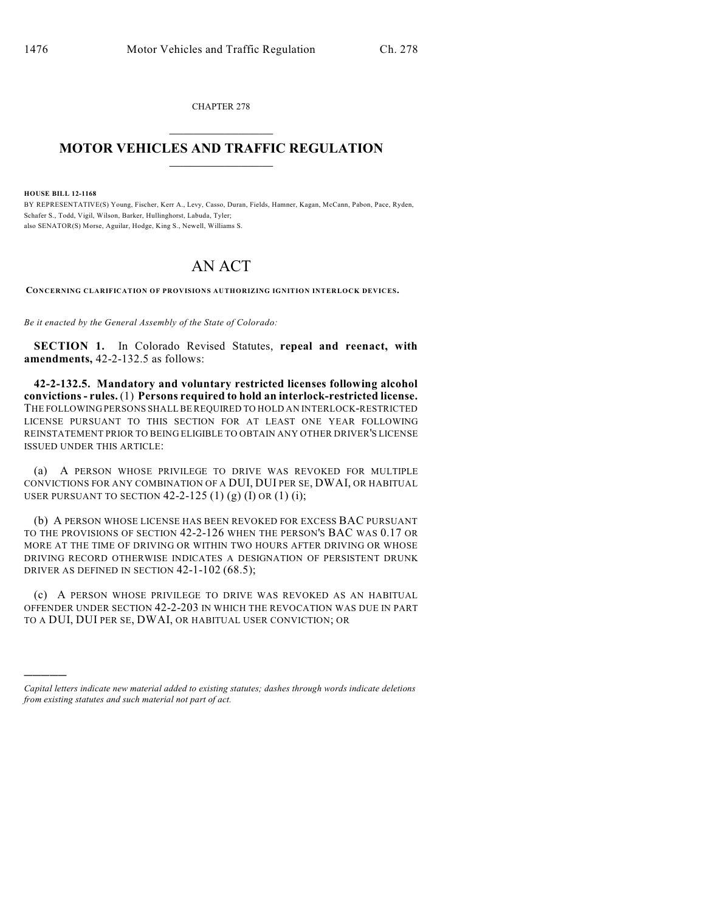CHAPTER 278

# MOTOR VEHICLES AND TRAFFIC REGULATION

**HOUSE BILL 12-1168**

BY REPRESENTATIVE(S) Young, Fischer, Kerr A., Levy, Casso, Duran, Fields, Hamner, Kagan, McCann, Pabon, Pace, Ryden, Schafer S., Todd, Vigil, Wilson, Barker, Hullinghorst, Labuda, Tyler;
also SENATOR(S) Morse, Aguilar, Hodge, King S., Newell, Williams S.

# AN ACT

**CONCERNING CLARIFICATION OF PROVISIONS AUTHORIZING IGNITION INTERLOCK DEVICES.**

*Be it enacted by the General Assembly of the State of Colorado:*

**SECTION 1.** In Colorado Revised Statutes, **repeal and reenact, with amendments,** 42-2-132.5 as follows:

**42-2-132.5. Mandatory and voluntary restricted licenses following alcohol convictions - rules.** (1) **Persons required to hold an interlock-restricted license.** THE FOLLOWING PERSONS SHALL BE REQUIRED TO HOLD AN INTERLOCK-RESTRICTED LICENSE PURSUANT TO THIS SECTION FOR AT LEAST ONE YEAR FOLLOWING REINSTATEMENT PRIOR TO BEING ELIGIBLE TO OBTAIN ANY OTHER DRIVER'S LICENSE ISSUED UNDER THIS ARTICLE:

(a) A PERSON WHOSE PRIVILEGE TO DRIVE WAS REVOKED FOR MULTIPLE CONVICTIONS FOR ANY COMBINATION OF A DUI, DUI PER SE, DWAI, OR HABITUAL USER PURSUANT TO SECTION 42-2-125 (1) (g) (I) OR (1) (i);

(b) A PERSON WHOSE LICENSE HAS BEEN REVOKED FOR EXCESS BAC PURSUANT TO THE PROVISIONS OF SECTION 42-2-126 WHEN THE PERSON'S BAC WAS 0.17 OR MORE AT THE TIME OF DRIVING OR WITHIN TWO HOURS AFTER DRIVING OR WHOSE DRIVING RECORD OTHERWISE INDICATES A DESIGNATION OF PERSISTENT DRUNK DRIVER AS DEFINED IN SECTION 42-1-102 (68.5);

(c) A PERSON WHOSE PRIVILEGE TO DRIVE WAS REVOKED AS AN HABITUAL OFFENDER UNDER SECTION 42-2-203 IN WHICH THE REVOCATION WAS DUE IN PART TO A DUI, DUI PER SE, DWAI, OR HABITUAL USER CONVICTION; OR

---

*Capital letters indicate new material added to existing statutes; dashes through words indicate deletions from existing statutes and such material not part of act.*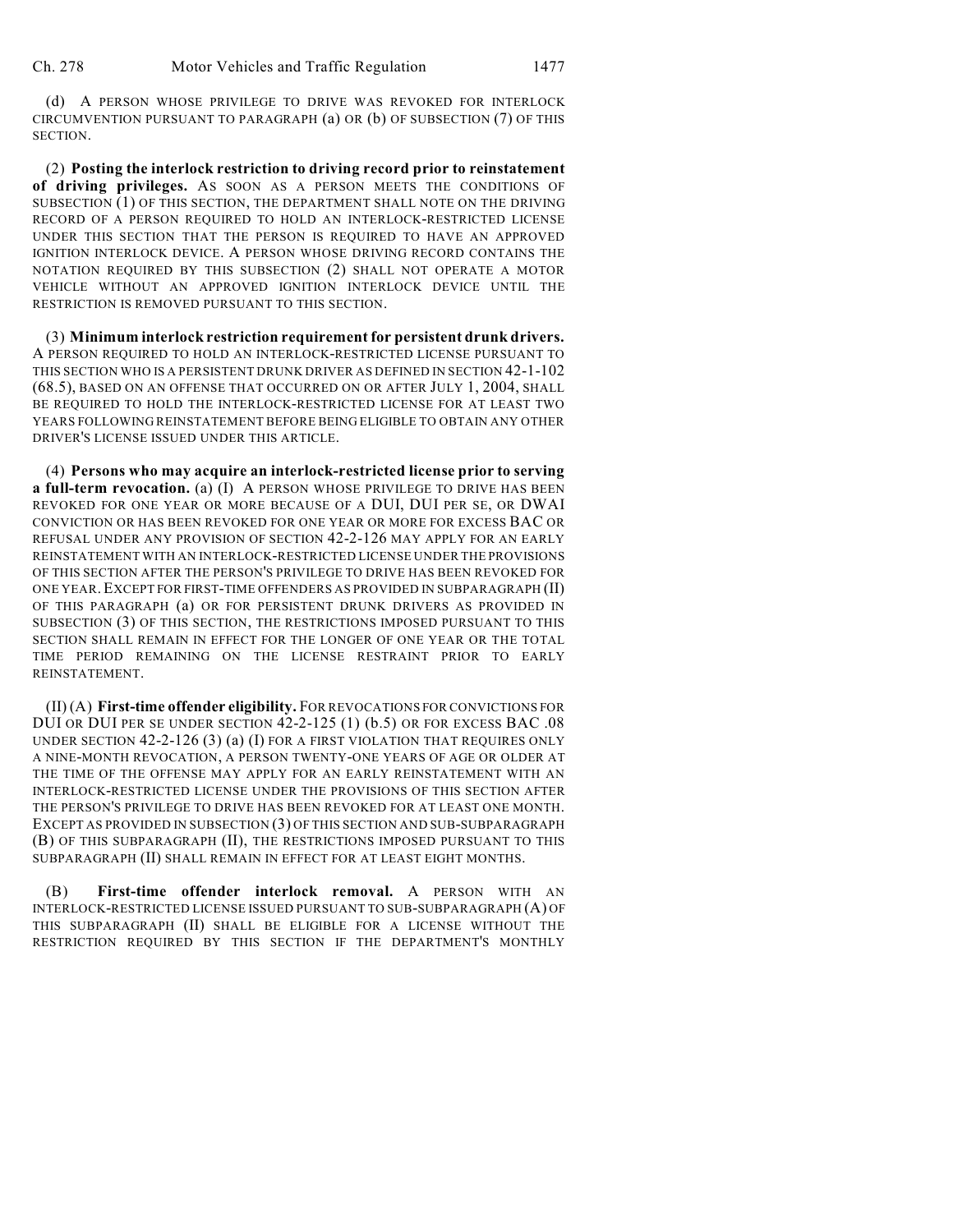(d) A PERSON WHOSE PRIVILEGE TO DRIVE WAS REVOKED FOR INTERLOCK CIRCUMVENTION PURSUANT TO PARAGRAPH (a) OR (b) OF SUBSECTION (7) OF THIS SECTION.

(2) **Posting the interlock restriction to driving record prior to reinstatement of driving privileges.** AS SOON AS A PERSON MEETS THE CONDITIONS OF SUBSECTION (1) OF THIS SECTION, THE DEPARTMENT SHALL NOTE ON THE DRIVING RECORD OF A PERSON REQUIRED TO HOLD AN INTERLOCK-RESTRICTED LICENSE UNDER THIS SECTION THAT THE PERSON IS REQUIRED TO HAVE AN APPROVED IGNITION INTERLOCK DEVICE. A PERSON WHOSE DRIVING RECORD CONTAINS THE NOTATION REQUIRED BY THIS SUBSECTION (2) SHALL NOT OPERATE A MOTOR VEHICLE WITHOUT AN APPROVED IGNITION INTERLOCK DEVICE UNTIL THE RESTRICTION IS REMOVED PURSUANT TO THIS SECTION.

(3) **Minimum interlock restriction requirement for persistent drunk drivers.** A PERSON REQUIRED TO HOLD AN INTERLOCK-RESTRICTED LICENSE PURSUANT TO THIS SECTION WHO IS A PERSISTENT DRUNK DRIVER AS DEFINED IN SECTION 42-1-102 (68.5), BASED ON AN OFFENSE THAT OCCURRED ON OR AFTER JULY 1, 2004, SHALL BE REQUIRED TO HOLD THE INTERLOCK-RESTRICTED LICENSE FOR AT LEAST TWO YEARS FOLLOWING REINSTATEMENT BEFORE BEING ELIGIBLE TO OBTAIN ANY OTHER DRIVER'S LICENSE ISSUED UNDER THIS ARTICLE.

(4) **Persons who may acquire an interlock-restricted license prior to serving a full-term revocation.** (a) (I) A PERSON WHOSE PRIVILEGE TO DRIVE HAS BEEN REVOKED FOR ONE YEAR OR MORE BECAUSE OF A DUI, DUI PER SE, OR DWAI CONVICTION OR HAS BEEN REVOKED FOR ONE YEAR OR MORE FOR EXCESS BAC OR REFUSAL UNDER ANY PROVISION OF SECTION 42-2-126 MAY APPLY FOR AN EARLY REINSTATEMENT WITH AN INTERLOCK-RESTRICTED LICENSE UNDER THE PROVISIONS OF THIS SECTION AFTER THE PERSON'S PRIVILEGE TO DRIVE HAS BEEN REVOKED FOR ONE YEAR. EXCEPT FOR FIRST-TIME OFFENDERS AS PROVIDED IN SUBPARAGRAPH (II) OF THIS PARAGRAPH (a) OR FOR PERSISTENT DRUNK DRIVERS AS PROVIDED IN SUBSECTION (3) OF THIS SECTION, THE RESTRICTIONS IMPOSED PURSUANT TO THIS SECTION SHALL REMAIN IN EFFECT FOR THE LONGER OF ONE YEAR OR THE TOTAL TIME PERIOD REMAINING ON THE LICENSE RESTRAINT PRIOR TO EARLY REINSTATEMENT.

(II) (A) **First-time offender eligibility.** FOR REVOCATIONS FOR CONVICTIONS FOR DUI OR DUI PER SE UNDER SECTION 42-2-125 (1) (b.5) OR FOR EXCESS BAC .08 UNDER SECTION 42-2-126 (3) (a) (I) FOR A FIRST VIOLATION THAT REQUIRES ONLY A NINE-MONTH REVOCATION, A PERSON TWENTY-ONE YEARS OF AGE OR OLDER AT THE TIME OF THE OFFENSE MAY APPLY FOR AN EARLY REINSTATEMENT WITH AN INTERLOCK-RESTRICTED LICENSE UNDER THE PROVISIONS OF THIS SECTION AFTER THE PERSON'S PRIVILEGE TO DRIVE HAS BEEN REVOKED FOR AT LEAST ONE MONTH. EXCEPT AS PROVIDED IN SUBSECTION (3) OF THIS SECTION AND SUB-SUBPARAGRAPH (B) OF THIS SUBPARAGRAPH (II), THE RESTRICTIONS IMPOSED PURSUANT TO THIS SUBPARAGRAPH (II) SHALL REMAIN IN EFFECT FOR AT LEAST EIGHT MONTHS.

(B) **First-time offender interlock removal.** A PERSON WITH AN INTERLOCK-RESTRICTED LICENSE ISSUED PURSUANT TO SUB-SUBPARAGRAPH (A) OF THIS SUBPARAGRAPH (II) SHALL BE ELIGIBLE FOR A LICENSE WITHOUT THE RESTRICTION REQUIRED BY THIS SECTION IF THE DEPARTMENT'S MONTHLY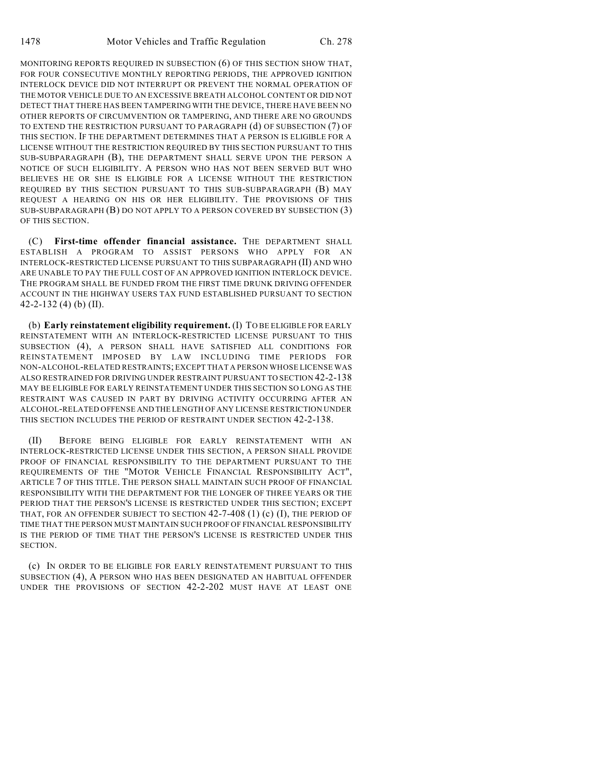MONITORING REPORTS REQUIRED IN SUBSECTION (6) OF THIS SECTION SHOW THAT, FOR FOUR CONSECUTIVE MONTHLY REPORTING PERIODS, THE APPROVED IGNITION INTERLOCK DEVICE DID NOT INTERRUPT OR PREVENT THE NORMAL OPERATION OF THE MOTOR VEHICLE DUE TO AN EXCESSIVE BREATH ALCOHOL CONTENT OR DID NOT DETECT THAT THERE HAS BEEN TAMPERING WITH THE DEVICE, THERE HAVE BEEN NO OTHER REPORTS OF CIRCUMVENTION OR TAMPERING, AND THERE ARE NO GROUNDS TO EXTEND THE RESTRICTION PURSUANT TO PARAGRAPH (d) OF SUBSECTION (7) OF THIS SECTION. IF THE DEPARTMENT DETERMINES THAT A PERSON IS ELIGIBLE FOR A LICENSE WITHOUT THE RESTRICTION REQUIRED BY THIS SECTION PURSUANT TO THIS SUB-SUBPARAGRAPH (B), THE DEPARTMENT SHALL SERVE UPON THE PERSON A NOTICE OF SUCH ELIGIBILITY. A PERSON WHO HAS NOT BEEN SERVED BUT WHO BELIEVES HE OR SHE IS ELIGIBLE FOR A LICENSE WITHOUT THE RESTRICTION REQUIRED BY THIS SECTION PURSUANT TO THIS SUB-SUBPARAGRAPH (B) MAY REQUEST A HEARING ON HIS OR HER ELIGIBILITY. THE PROVISIONS OF THIS SUB-SUBPARAGRAPH (B) DO NOT APPLY TO A PERSON COVERED BY SUBSECTION (3) OF THIS SECTION.

(C) **First-time offender financial assistance.** THE DEPARTMENT SHALL ESTABLISH A PROGRAM TO ASSIST PERSONS WHO APPLY FOR AN INTERLOCK-RESTRICTED LICENSE PURSUANT TO THIS SUBPARAGRAPH (II) AND WHO ARE UNABLE TO PAY THE FULL COST OF AN APPROVED IGNITION INTERLOCK DEVICE. THE PROGRAM SHALL BE FUNDED FROM THE FIRST TIME DRUNK DRIVING OFFENDER ACCOUNT IN THE HIGHWAY USERS TAX FUND ESTABLISHED PURSUANT TO SECTION 42-2-132 (4) (b) (II).

(b) **Early reinstatement eligibility requirement.** (I) TO BE ELIGIBLE FOR EARLY REINSTATEMENT WITH AN INTERLOCK-RESTRICTED LICENSE PURSUANT TO THIS SUBSECTION (4), A PERSON SHALL HAVE SATISFIED ALL CONDITIONS FOR REINSTATEMENT IMPOSED BY LAW INCLUDING TIME PERIODS FOR NON-ALCOHOL-RELATED RESTRAINTS; EXCEPT THAT A PERSON WHOSE LICENSE WAS ALSO RESTRAINED FOR DRIVING UNDER RESTRAINT PURSUANT TO SECTION 42-2-138 MAY BE ELIGIBLE FOR EARLY REINSTATEMENT UNDER THIS SECTION SO LONG AS THE RESTRAINT WAS CAUSED IN PART BY DRIVING ACTIVITY OCCURRING AFTER AN ALCOHOL-RELATED OFFENSE AND THE LENGTH OF ANY LICENSE RESTRICTION UNDER THIS SECTION INCLUDES THE PERIOD OF RESTRAINT UNDER SECTION 42-2-138.

(II) BEFORE BEING ELIGIBLE FOR EARLY REINSTATEMENT WITH AN INTERLOCK-RESTRICTED LICENSE UNDER THIS SECTION, A PERSON SHALL PROVIDE PROOF OF FINANCIAL RESPONSIBILITY TO THE DEPARTMENT PURSUANT TO THE REQUIREMENTS OF THE "MOTOR VEHICLE FINANCIAL RESPONSIBILITY ACT", ARTICLE 7 OF THIS TITLE. THE PERSON SHALL MAINTAIN SUCH PROOF OF FINANCIAL RESPONSIBILITY WITH THE DEPARTMENT FOR THE LONGER OF THREE YEARS OR THE PERIOD THAT THE PERSON'S LICENSE IS RESTRICTED UNDER THIS SECTION; EXCEPT THAT, FOR AN OFFENDER SUBJECT TO SECTION 42-7-408 (1) (c) (I), THE PERIOD OF TIME THAT THE PERSON MUST MAINTAIN SUCH PROOF OF FINANCIAL RESPONSIBILITY IS THE PERIOD OF TIME THAT THE PERSON'S LICENSE IS RESTRICTED UNDER THIS SECTION.

(c) IN ORDER TO BE ELIGIBLE FOR EARLY REINSTATEMENT PURSUANT TO THIS SUBSECTION (4), A PERSON WHO HAS BEEN DESIGNATED AN HABITUAL OFFENDER UNDER THE PROVISIONS OF SECTION 42-2-202 MUST HAVE AT LEAST ONE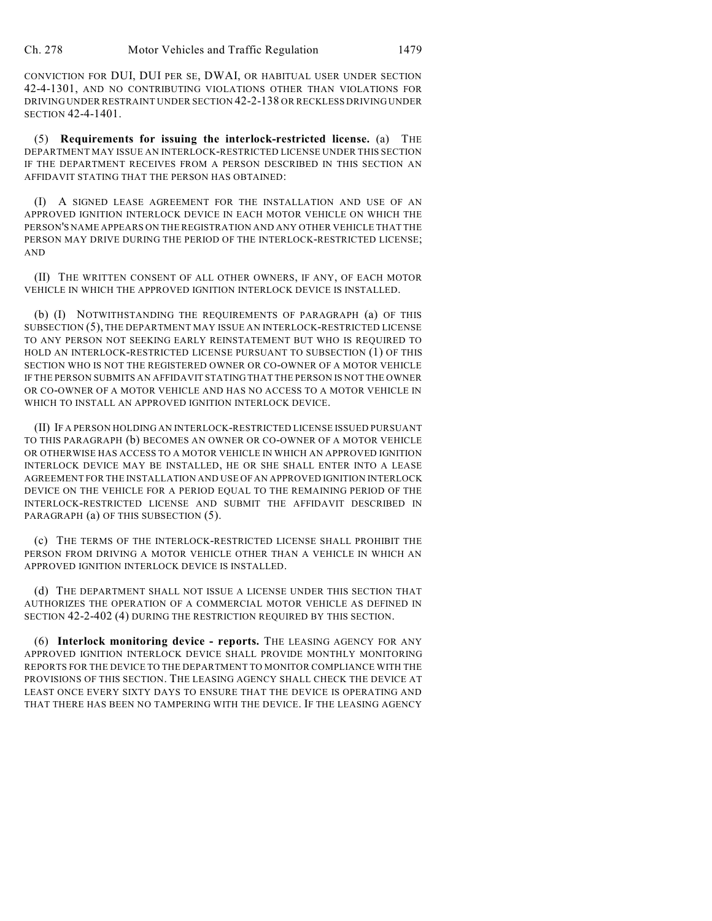CONVICTION FOR DUI, DUI PER SE, DWAI, OR HABITUAL USER UNDER SECTION 42-4-1301, AND NO CONTRIBUTING VIOLATIONS OTHER THAN VIOLATIONS FOR DRIVING UNDER RESTRAINT UNDER SECTION 42-2-138 OR RECKLESS DRIVING UNDER SECTION 42-4-1401.

(5) **Requirements for issuing the interlock-restricted license.** (a) THE DEPARTMENT MAY ISSUE AN INTERLOCK-RESTRICTED LICENSE UNDER THIS SECTION IF THE DEPARTMENT RECEIVES FROM A PERSON DESCRIBED IN THIS SECTION AN AFFIDAVIT STATING THAT THE PERSON HAS OBTAINED:

(I) A SIGNED LEASE AGREEMENT FOR THE INSTALLATION AND USE OF AN APPROVED IGNITION INTERLOCK DEVICE IN EACH MOTOR VEHICLE ON WHICH THE PERSON'S NAME APPEARS ON THE REGISTRATION AND ANY OTHER VEHICLE THAT THE PERSON MAY DRIVE DURING THE PERIOD OF THE INTERLOCK-RESTRICTED LICENSE; AND

(II) THE WRITTEN CONSENT OF ALL OTHER OWNERS, IF ANY, OF EACH MOTOR VEHICLE IN WHICH THE APPROVED IGNITION INTERLOCK DEVICE IS INSTALLED.

(b) (I) NOTWITHSTANDING THE REQUIREMENTS OF PARAGRAPH (a) OF THIS SUBSECTION (5), THE DEPARTMENT MAY ISSUE AN INTERLOCK-RESTRICTED LICENSE TO ANY PERSON NOT SEEKING EARLY REINSTATEMENT BUT WHO IS REQUIRED TO HOLD AN INTERLOCK-RESTRICTED LICENSE PURSUANT TO SUBSECTION (1) OF THIS SECTION WHO IS NOT THE REGISTERED OWNER OR CO-OWNER OF A MOTOR VEHICLE IF THE PERSON SUBMITS AN AFFIDAVIT STATING THAT THE PERSON IS NOT THE OWNER OR CO-OWNER OF A MOTOR VEHICLE AND HAS NO ACCESS TO A MOTOR VEHICLE IN WHICH TO INSTALL AN APPROVED IGNITION INTERLOCK DEVICE.

(II) IF A PERSON HOLDING AN INTERLOCK-RESTRICTED LICENSE ISSUED PURSUANT TO THIS PARAGRAPH (b) BECOMES AN OWNER OR CO-OWNER OF A MOTOR VEHICLE OR OTHERWISE HAS ACCESS TO A MOTOR VEHICLE IN WHICH AN APPROVED IGNITION INTERLOCK DEVICE MAY BE INSTALLED, HE OR SHE SHALL ENTER INTO A LEASE AGREEMENT FOR THE INSTALLATION AND USE OF AN APPROVED IGNITION INTERLOCK DEVICE ON THE VEHICLE FOR A PERIOD EQUAL TO THE REMAINING PERIOD OF THE INTERLOCK-RESTRICTED LICENSE AND SUBMIT THE AFFIDAVIT DESCRIBED IN PARAGRAPH (a) OF THIS SUBSECTION (5).

(c) THE TERMS OF THE INTERLOCK-RESTRICTED LICENSE SHALL PROHIBIT THE PERSON FROM DRIVING A MOTOR VEHICLE OTHER THAN A VEHICLE IN WHICH AN APPROVED IGNITION INTERLOCK DEVICE IS INSTALLED.

(d) THE DEPARTMENT SHALL NOT ISSUE A LICENSE UNDER THIS SECTION THAT AUTHORIZES THE OPERATION OF A COMMERCIAL MOTOR VEHICLE AS DEFINED IN SECTION 42-2-402 (4) DURING THE RESTRICTION REQUIRED BY THIS SECTION.

(6) **Interlock monitoring device - reports.** THE LEASING AGENCY FOR ANY APPROVED IGNITION INTERLOCK DEVICE SHALL PROVIDE MONTHLY MONITORING REPORTS FOR THE DEVICE TO THE DEPARTMENT TO MONITOR COMPLIANCE WITH THE PROVISIONS OF THIS SECTION. THE LEASING AGENCY SHALL CHECK THE DEVICE AT LEAST ONCE EVERY SIXTY DAYS TO ENSURE THAT THE DEVICE IS OPERATING AND THAT THERE HAS BEEN NO TAMPERING WITH THE DEVICE. IF THE LEASING AGENCY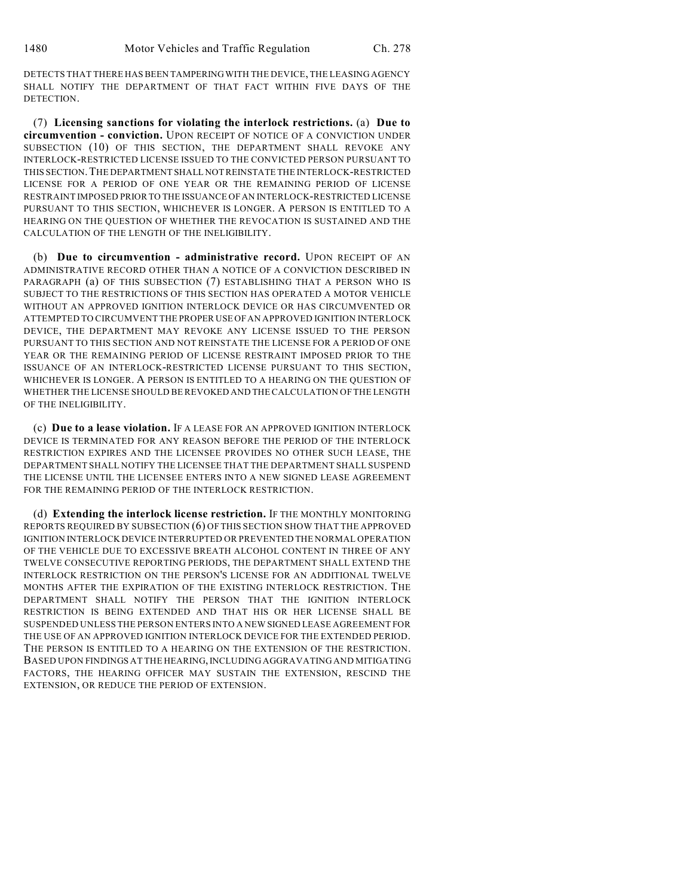DETECTS THAT THERE HAS BEEN TAMPERING WITH THE DEVICE, THE LEASING AGENCY SHALL NOTIFY THE DEPARTMENT OF THAT FACT WITHIN FIVE DAYS OF THE DETECTION.

(7) **Licensing sanctions for violating the interlock restrictions.** (a) **Due to circumvention - conviction.** UPON RECEIPT OF NOTICE OF A CONVICTION UNDER SUBSECTION (10) OF THIS SECTION, THE DEPARTMENT SHALL REVOKE ANY INTERLOCK-RESTRICTED LICENSE ISSUED TO THE CONVICTED PERSON PURSUANT TO THIS SECTION. THE DEPARTMENT SHALL NOT REINSTATE THE INTERLOCK-RESTRICTED LICENSE FOR A PERIOD OF ONE YEAR OR THE REMAINING PERIOD OF LICENSE RESTRAINT IMPOSED PRIOR TO THE ISSUANCE OF AN INTERLOCK-RESTRICTED LICENSE PURSUANT TO THIS SECTION, WHICHEVER IS LONGER. A PERSON IS ENTITLED TO A HEARING ON THE QUESTION OF WHETHER THE REVOCATION IS SUSTAINED AND THE CALCULATION OF THE LENGTH OF THE INELIGIBILITY.

(b) **Due to circumvention - administrative record.** UPON RECEIPT OF AN ADMINISTRATIVE RECORD OTHER THAN A NOTICE OF A CONVICTION DESCRIBED IN PARAGRAPH (a) OF THIS SUBSECTION (7) ESTABLISHING THAT A PERSON WHO IS SUBJECT TO THE RESTRICTIONS OF THIS SECTION HAS OPERATED A MOTOR VEHICLE WITHOUT AN APPROVED IGNITION INTERLOCK DEVICE OR HAS CIRCUMVENTED OR ATTEMPTED TO CIRCUMVENT THE PROPER USE OF AN APPROVED IGNITION INTERLOCK DEVICE, THE DEPARTMENT MAY REVOKE ANY LICENSE ISSUED TO THE PERSON PURSUANT TO THIS SECTION AND NOT REINSTATE THE LICENSE FOR A PERIOD OF ONE YEAR OR THE REMAINING PERIOD OF LICENSE RESTRAINT IMPOSED PRIOR TO THE ISSUANCE OF AN INTERLOCK-RESTRICTED LICENSE PURSUANT TO THIS SECTION, WHICHEVER IS LONGER. A PERSON IS ENTITLED TO A HEARING ON THE QUESTION OF WHETHER THE LICENSE SHOULD BE REVOKED AND THE CALCULATION OF THE LENGTH OF THE INELIGIBILITY.

(c) **Due to a lease violation.** IF A LEASE FOR AN APPROVED IGNITION INTERLOCK DEVICE IS TERMINATED FOR ANY REASON BEFORE THE PERIOD OF THE INTERLOCK RESTRICTION EXPIRES AND THE LICENSEE PROVIDES NO OTHER SUCH LEASE, THE DEPARTMENT SHALL NOTIFY THE LICENSEE THAT THE DEPARTMENT SHALL SUSPEND THE LICENSE UNTIL THE LICENSEE ENTERS INTO A NEW SIGNED LEASE AGREEMENT FOR THE REMAINING PERIOD OF THE INTERLOCK RESTRICTION.

(d) **Extending the interlock license restriction.** IF THE MONTHLY MONITORING REPORTS REQUIRED BY SUBSECTION (6) OF THIS SECTION SHOW THAT THE APPROVED IGNITION INTERLOCK DEVICE INTERRUPTED OR PREVENTED THE NORMAL OPERATION OF THE VEHICLE DUE TO EXCESSIVE BREATH ALCOHOL CONTENT IN THREE OF ANY TWELVE CONSECUTIVE REPORTING PERIODS, THE DEPARTMENT SHALL EXTEND THE INTERLOCK RESTRICTION ON THE PERSON'S LICENSE FOR AN ADDITIONAL TWELVE MONTHS AFTER THE EXPIRATION OF THE EXISTING INTERLOCK RESTRICTION. THE DEPARTMENT SHALL NOTIFY THE PERSON THAT THE IGNITION INTERLOCK RESTRICTION IS BEING EXTENDED AND THAT HIS OR HER LICENSE SHALL BE SUSPENDED UNLESS THE PERSON ENTERS INTO A NEW SIGNED LEASE AGREEMENT FOR THE USE OF AN APPROVED IGNITION INTERLOCK DEVICE FOR THE EXTENDED PERIOD. THE PERSON IS ENTITLED TO A HEARING ON THE EXTENSION OF THE RESTRICTION. BASED UPON FINDINGS AT THE HEARING, INCLUDING AGGRAVATING AND MITIGATING FACTORS, THE HEARING OFFICER MAY SUSTAIN THE EXTENSION, RESCIND THE EXTENSION, OR REDUCE THE PERIOD OF EXTENSION.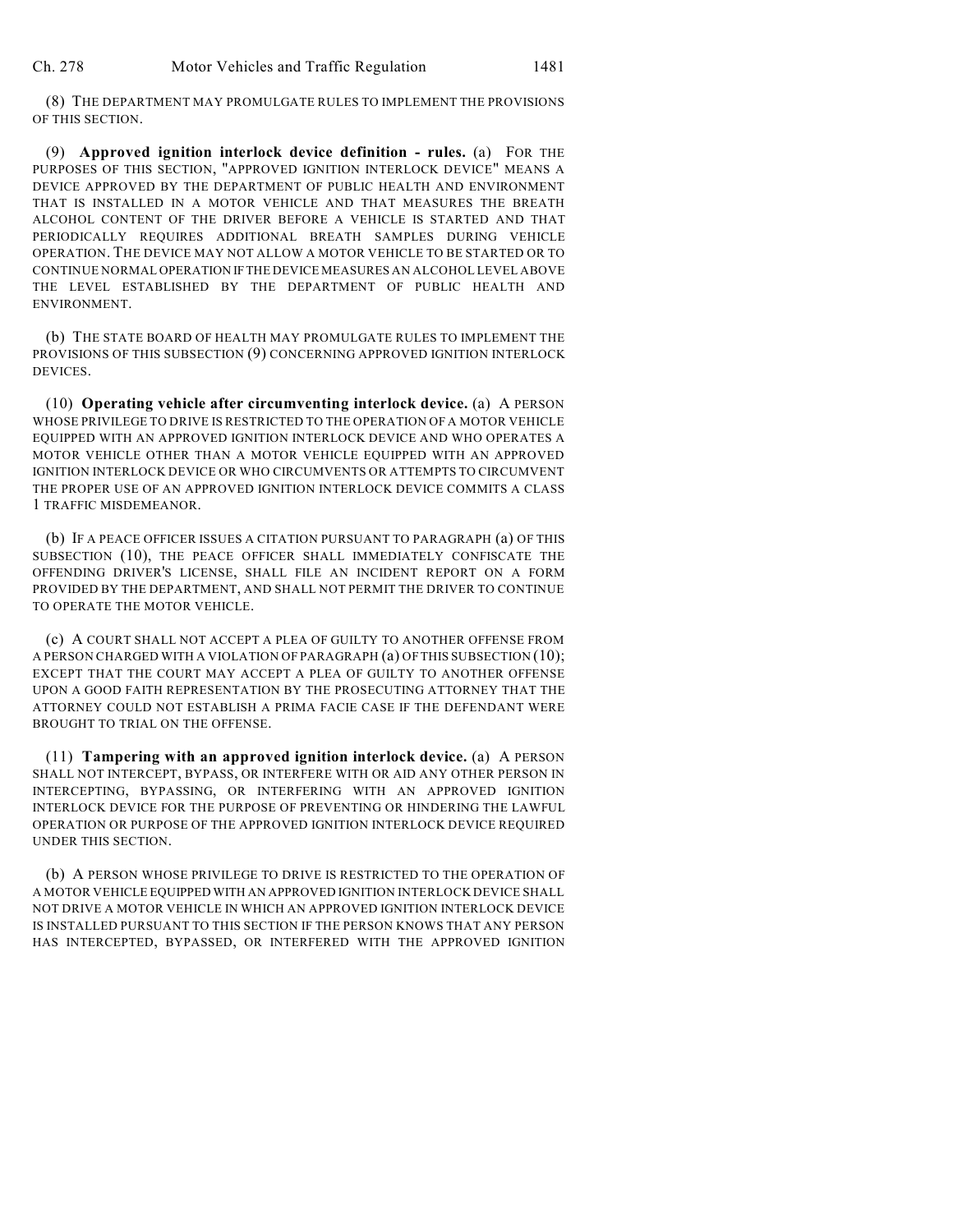(8) THE DEPARTMENT MAY PROMULGATE RULES TO IMPLEMENT THE PROVISIONS OF THIS SECTION.

(9) **Approved ignition interlock device definition - rules.** (a) FOR THE PURPOSES OF THIS SECTION, "APPROVED IGNITION INTERLOCK DEVICE" MEANS A DEVICE APPROVED BY THE DEPARTMENT OF PUBLIC HEALTH AND ENVIRONMENT THAT IS INSTALLED IN A MOTOR VEHICLE AND THAT MEASURES THE BREATH ALCOHOL CONTENT OF THE DRIVER BEFORE A VEHICLE IS STARTED AND THAT PERIODICALLY REQUIRES ADDITIONAL BREATH SAMPLES DURING VEHICLE OPERATION. THE DEVICE MAY NOT ALLOW A MOTOR VEHICLE TO BE STARTED OR TO CONTINUE NORMAL OPERATION IF THE DEVICE MEASURES AN ALCOHOL LEVEL ABOVE THE LEVEL ESTABLISHED BY THE DEPARTMENT OF PUBLIC HEALTH AND ENVIRONMENT.

(b) THE STATE BOARD OF HEALTH MAY PROMULGATE RULES TO IMPLEMENT THE PROVISIONS OF THIS SUBSECTION (9) CONCERNING APPROVED IGNITION INTERLOCK DEVICES.

(10) **Operating vehicle after circumventing interlock device.** (a) A PERSON WHOSE PRIVILEGE TO DRIVE IS RESTRICTED TO THE OPERATION OF A MOTOR VEHICLE EQUIPPED WITH AN APPROVED IGNITION INTERLOCK DEVICE AND WHO OPERATES A MOTOR VEHICLE OTHER THAN A MOTOR VEHICLE EQUIPPED WITH AN APPROVED IGNITION INTERLOCK DEVICE OR WHO CIRCUMVENTS OR ATTEMPTS TO CIRCUMVENT THE PROPER USE OF AN APPROVED IGNITION INTERLOCK DEVICE COMMITS A CLASS 1 TRAFFIC MISDEMEANOR.

(b) IF A PEACE OFFICER ISSUES A CITATION PURSUANT TO PARAGRAPH (a) OF THIS SUBSECTION (10), THE PEACE OFFICER SHALL IMMEDIATELY CONFISCATE THE OFFENDING DRIVER'S LICENSE, SHALL FILE AN INCIDENT REPORT ON A FORM PROVIDED BY THE DEPARTMENT, AND SHALL NOT PERMIT THE DRIVER TO CONTINUE TO OPERATE THE MOTOR VEHICLE.

(c) A COURT SHALL NOT ACCEPT A PLEA OF GUILTY TO ANOTHER OFFENSE FROM A PERSON CHARGED WITH A VIOLATION OF PARAGRAPH (a) OF THIS SUBSECTION (10); EXCEPT THAT THE COURT MAY ACCEPT A PLEA OF GUILTY TO ANOTHER OFFENSE UPON A GOOD FAITH REPRESENTATION BY THE PROSECUTING ATTORNEY THAT THE ATTORNEY COULD NOT ESTABLISH A PRIMA FACIE CASE IF THE DEFENDANT WERE BROUGHT TO TRIAL ON THE OFFENSE.

(11) **Tampering with an approved ignition interlock device.** (a) A PERSON SHALL NOT INTERCEPT, BYPASS, OR INTERFERE WITH OR AID ANY OTHER PERSON IN INTERCEPTING, BYPASSING, OR INTERFERING WITH AN APPROVED IGNITION INTERLOCK DEVICE FOR THE PURPOSE OF PREVENTING OR HINDERING THE LAWFUL OPERATION OR PURPOSE OF THE APPROVED IGNITION INTERLOCK DEVICE REQUIRED UNDER THIS SECTION.

(b) A PERSON WHOSE PRIVILEGE TO DRIVE IS RESTRICTED TO THE OPERATION OF A MOTOR VEHICLE EQUIPPED WITH AN APPROVED IGNITION INTERLOCK DEVICE SHALL NOT DRIVE A MOTOR VEHICLE IN WHICH AN APPROVED IGNITION INTERLOCK DEVICE IS INSTALLED PURSUANT TO THIS SECTION IF THE PERSON KNOWS THAT ANY PERSON HAS INTERCEPTED, BYPASSED, OR INTERFERED WITH THE APPROVED IGNITION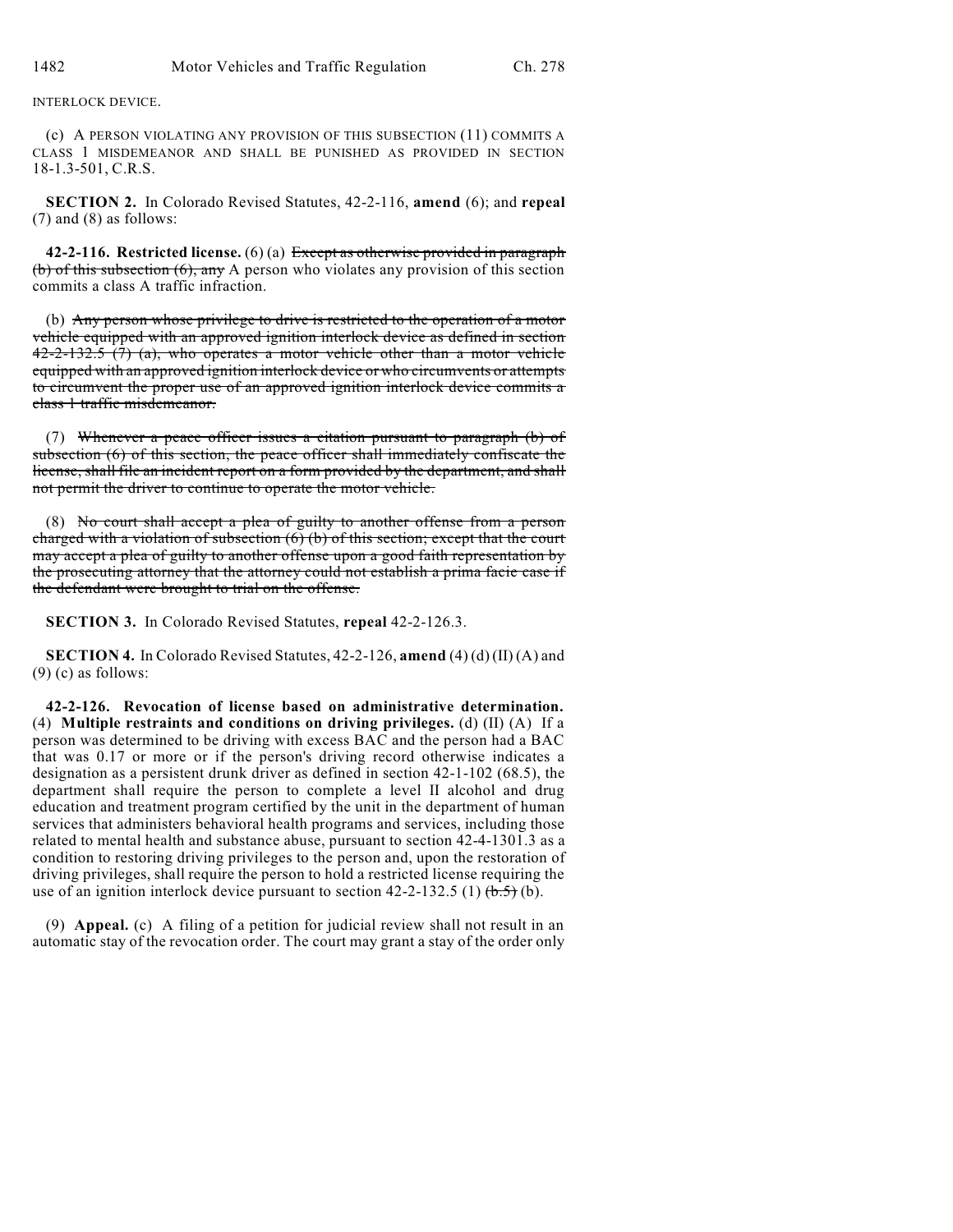INTERLOCK DEVICE.

(c) A PERSON VIOLATING ANY PROVISION OF THIS SUBSECTION (11) COMMITS A CLASS 1 MISDEMEANOR AND SHALL BE PUNISHED AS PROVIDED IN SECTION 18-1.3-501, C.R.S.

**SECTION 2.** In Colorado Revised Statutes, 42-2-116, **amend** (6); and **repeal** (7) and (8) as follows:

**42-2-116. Restricted license.** (6) (a) ~~Except as otherwise provided in paragraph (b) of this subsection (6), any~~ A person who violates any provision of this section commits a class A traffic infraction.

(b) ~~Any person whose privilege to drive is restricted to the operation of a motor vehicle equipped with an approved ignition interlock device as defined in section 42-2-132.5 (7) (a), who operates a motor vehicle other than a motor vehicle equipped with an approved ignition interlock device or who circumvents or attempts to circumvent the proper use of an approved ignition interlock device commits a class 1 traffic misdemeanor.~~

(7) ~~Whenever a peace officer issues a citation pursuant to paragraph (b) of subsection (6) of this section, the peace officer shall immediately confiscate the license, shall file an incident report on a form provided by the department, and shall not permit the driver to continue to operate the motor vehicle.~~

(8) ~~No court shall accept a plea of guilty to another offense from a person charged with a violation of subsection (6) (b) of this section; except that the court may accept a plea of guilty to another offense upon a good faith representation by the prosecuting attorney that the attorney could not establish a prima facie case if the defendant were brought to trial on the offense.~~

**SECTION 3.** In Colorado Revised Statutes, **repeal** 42-2-126.3.

**SECTION 4.** In Colorado Revised Statutes, 42-2-126, **amend** (4) (d) (II) (A) and (9) (c) as follows:

**42-2-126. Revocation of license based on administrative determination.** (4) **Multiple restraints and conditions on driving privileges.** (d) (II) (A) If a person was determined to be driving with excess BAC and the person had a BAC that was 0.17 or more or if the person's driving record otherwise indicates a designation as a persistent drunk driver as defined in section 42-1-102 (68.5), the department shall require the person to complete a level II alcohol and drug education and treatment program certified by the unit in the department of human services that administers behavioral health programs and services, including those related to mental health and substance abuse, pursuant to section 42-4-1301.3 as a condition to restoring driving privileges to the person and, upon the restoration of driving privileges, shall require the person to hold a restricted license requiring the use of an ignition interlock device pursuant to section 42-2-132.5 (1) ~~(b.5)~~ (b).

(9) **Appeal.** (c) A filing of a petition for judicial review shall not result in an automatic stay of the revocation order. The court may grant a stay of the order only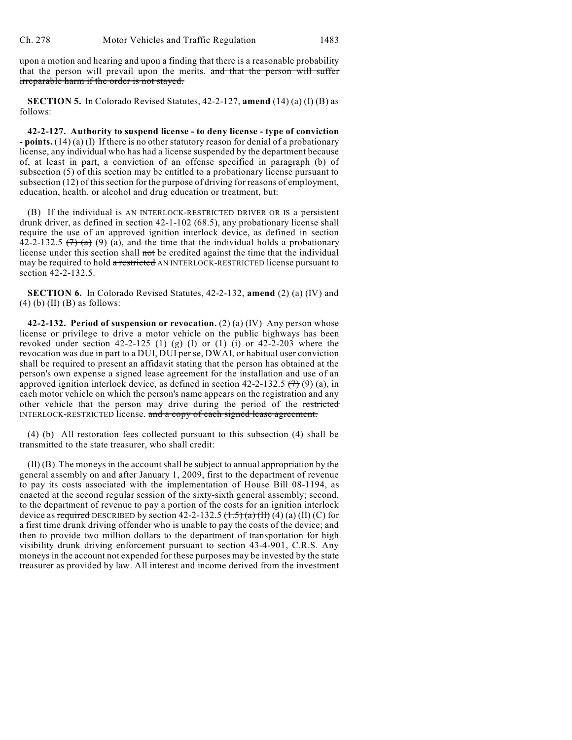upon a motion and hearing and upon a finding that there is a reasonable probability that the person will prevail upon the merits. ~~and that the person will suffer irreparable harm if the order is not stayed.~~

**SECTION 5.** In Colorado Revised Statutes, 42-2-127, **amend** (14) (a) (I) (B) as follows:

**42-2-127. Authority to suspend license - to deny license - type of conviction - points.** (14) (a) (I) If there is no other statutory reason for denial of a probationary license, any individual who has had a license suspended by the department because of, at least in part, a conviction of an offense specified in paragraph (b) of subsection (5) of this section may be entitled to a probationary license pursuant to subsection (12) of this section for the purpose of driving for reasons of employment, education, health, or alcohol and drug education or treatment, but:

(B) If the individual is AN INTERLOCK-RESTRICTED DRIVER OR IS a persistent drunk driver, as defined in section 42-1-102 (68.5), any probationary license shall require the use of an approved ignition interlock device, as defined in section 42-2-132.5 ~~(7) (a)~~ (9) (a), and the time that the individual holds a probationary license under this section shall ~~not~~ be credited against the time that the individual may be required to hold ~~a restricted~~ AN INTERLOCK-RESTRICTED license pursuant to section 42-2-132.5.

**SECTION 6.** In Colorado Revised Statutes, 42-2-132, **amend** (2) (a) (IV) and (4) (b) (II) (B) as follows:

**42-2-132. Period of suspension or revocation.** (2) (a) (IV) Any person whose license or privilege to drive a motor vehicle on the public highways has been revoked under section 42-2-125 (1) (g) (I) or (1) (i) or 42-2-203 where the revocation was due in part to a DUI, DUI per se, DWAI, or habitual user conviction shall be required to present an affidavit stating that the person has obtained at the person's own expense a signed lease agreement for the installation and use of an approved ignition interlock device, as defined in section 42-2-132.5 ~~(7)~~ (9) (a), in each motor vehicle on which the person's name appears on the registration and any other vehicle that the person may drive during the period of the ~~restricted~~ INTERLOCK-RESTRICTED license. ~~and a copy of each signed lease agreement.~~

(4) (b) All restoration fees collected pursuant to this subsection (4) shall be transmitted to the state treasurer, who shall credit:

(II) (B) The moneys in the account shall be subject to annual appropriation by the general assembly on and after January 1, 2009, first to the department of revenue to pay its costs associated with the implementation of House Bill 08-1194, as enacted at the second regular session of the sixty-sixth general assembly; second, to the department of revenue to pay a portion of the costs for an ignition interlock device as ~~required~~ DESCRIBED by section 42-2-132.5 ~~(1.5) (a) (II)~~ (4) (a) (II) (C) for a first time drunk driving offender who is unable to pay the costs of the device; and then to provide two million dollars to the department of transportation for high visibility drunk driving enforcement pursuant to section 43-4-901, C.R.S. Any moneys in the account not expended for these purposes may be invested by the state treasurer as provided by law. All interest and income derived from the investment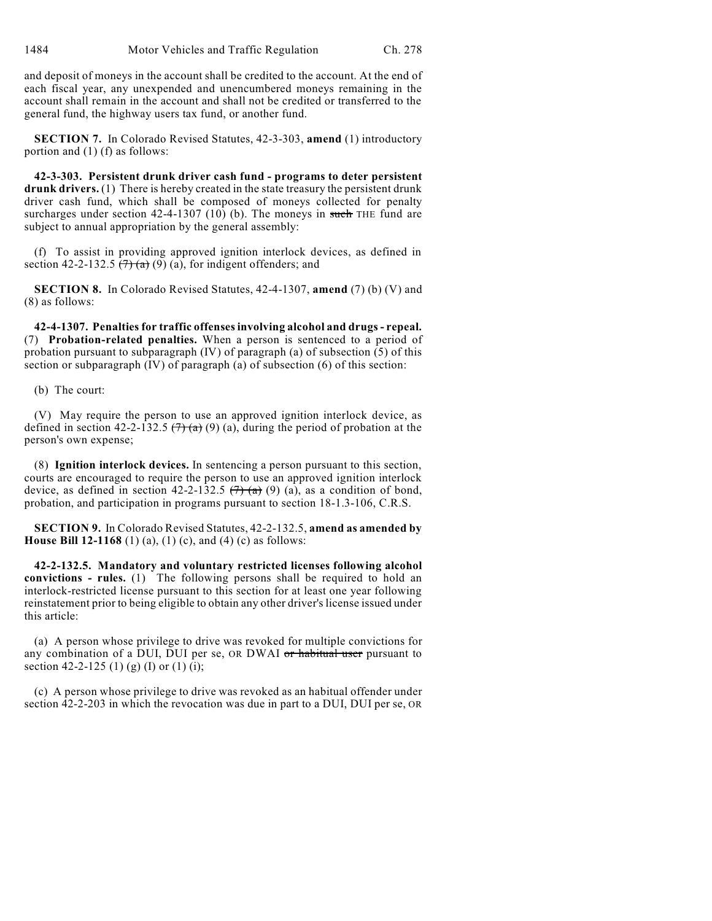and deposit of moneys in the account shall be credited to the account. At the end of each fiscal year, any unexpended and unencumbered moneys remaining in the account shall remain in the account and shall not be credited or transferred to the general fund, the highway users tax fund, or another fund.

**SECTION 7.** In Colorado Revised Statutes, 42-3-303, **amend** (1) introductory portion and (1) (f) as follows:

**42-3-303. Persistent drunk driver cash fund - programs to deter persistent drunk drivers.** (1) There is hereby created in the state treasury the persistent drunk driver cash fund, which shall be composed of moneys collected for penalty surcharges under section 42-4-1307 (10) (b). The moneys in ~~such~~ THE fund are subject to annual appropriation by the general assembly:

(f) To assist in providing approved ignition interlock devices, as defined in section 42-2-132.5 ~~(7) (a)~~ (9) (a), for indigent offenders; and

**SECTION 8.** In Colorado Revised Statutes, 42-4-1307, **amend** (7) (b) (V) and (8) as follows:

**42-4-1307. Penalties for traffic offenses involving alcohol and drugs - repeal.** (7) **Probation-related penalties.** When a person is sentenced to a period of probation pursuant to subparagraph (IV) of paragraph (a) of subsection (5) of this section or subparagraph (IV) of paragraph (a) of subsection (6) of this section:

(b) The court:

(V) May require the person to use an approved ignition interlock device, as defined in section 42-2-132.5 ~~(7) (a)~~ (9) (a), during the period of probation at the person's own expense;

(8) **Ignition interlock devices.** In sentencing a person pursuant to this section, courts are encouraged to require the person to use an approved ignition interlock device, as defined in section 42-2-132.5 ~~(7) (a)~~ (9) (a), as a condition of bond, probation, and participation in programs pursuant to section 18-1.3-106, C.R.S.

**SECTION 9.** In Colorado Revised Statutes, 42-2-132.5, **amend as amended by House Bill 12-1168** (1) (a), (1) (c), and (4) (c) as follows:

**42-2-132.5. Mandatory and voluntary restricted licenses following alcohol convictions - rules.** (1) The following persons shall be required to hold an interlock-restricted license pursuant to this section for at least one year following reinstatement prior to being eligible to obtain any other driver's license issued under this article:

(a) A person whose privilege to drive was revoked for multiple convictions for any combination of a DUI, DUI per se, OR DWAI ~~or habitual user~~ pursuant to section 42-2-125 (1) (g) (I) or (1) (i);

(c) A person whose privilege to drive was revoked as an habitual offender under section 42-2-203 in which the revocation was due in part to a DUI, DUI per se, OR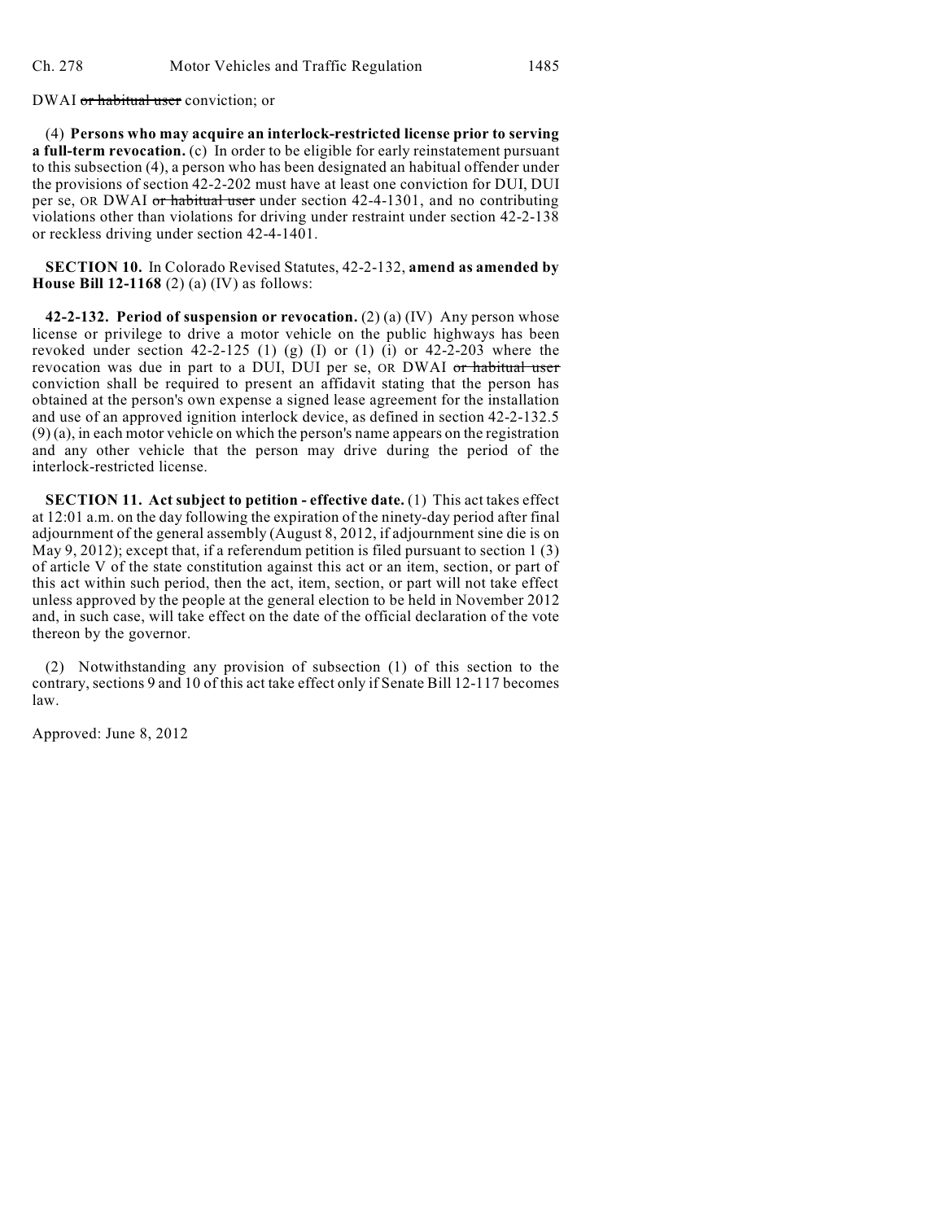DWAI ~~or habitual user~~ conviction; or

(4) **Persons who may acquire an interlock-restricted license prior to serving a full-term revocation.** (c) In order to be eligible for early reinstatement pursuant to this subsection (4), a person who has been designated an habitual offender under the provisions of section 42-2-202 must have at least one conviction for DUI, DUI per se, OR DWAI ~~or habitual user~~ under section 42-4-1301, and no contributing violations other than violations for driving under restraint under section 42-2-138 or reckless driving under section 42-4-1401.

**SECTION 10.** In Colorado Revised Statutes, 42-2-132, **amend as amended by House Bill 12-1168** (2) (a) (IV) as follows:

**42-2-132. Period of suspension or revocation.** (2) (a) (IV) Any person whose license or privilege to drive a motor vehicle on the public highways has been revoked under section 42-2-125 (1) (g) (I) or (1) (i) or 42-2-203 where the revocation was due in part to a DUI, DUI per se, OR DWAI ~~or habitual user~~ conviction shall be required to present an affidavit stating that the person has obtained at the person's own expense a signed lease agreement for the installation and use of an approved ignition interlock device, as defined in section 42-2-132.5 (9) (a), in each motor vehicle on which the person's name appears on the registration and any other vehicle that the person may drive during the period of the interlock-restricted license.

**SECTION 11. Act subject to petition - effective date.** (1) This act takes effect at 12:01 a.m. on the day following the expiration of the ninety-day period after final adjournment of the general assembly (August 8, 2012, if adjournment sine die is on May 9, 2012); except that, if a referendum petition is filed pursuant to section 1 (3) of article V of the state constitution against this act or an item, section, or part of this act within such period, then the act, item, section, or part will not take effect unless approved by the people at the general election to be held in November 2012 and, in such case, will take effect on the date of the official declaration of the vote thereon by the governor.

(2) Notwithstanding any provision of subsection (1) of this section to the contrary, sections 9 and 10 of this act take effect only if Senate Bill 12-117 becomes law.

Approved: June 8, 2012